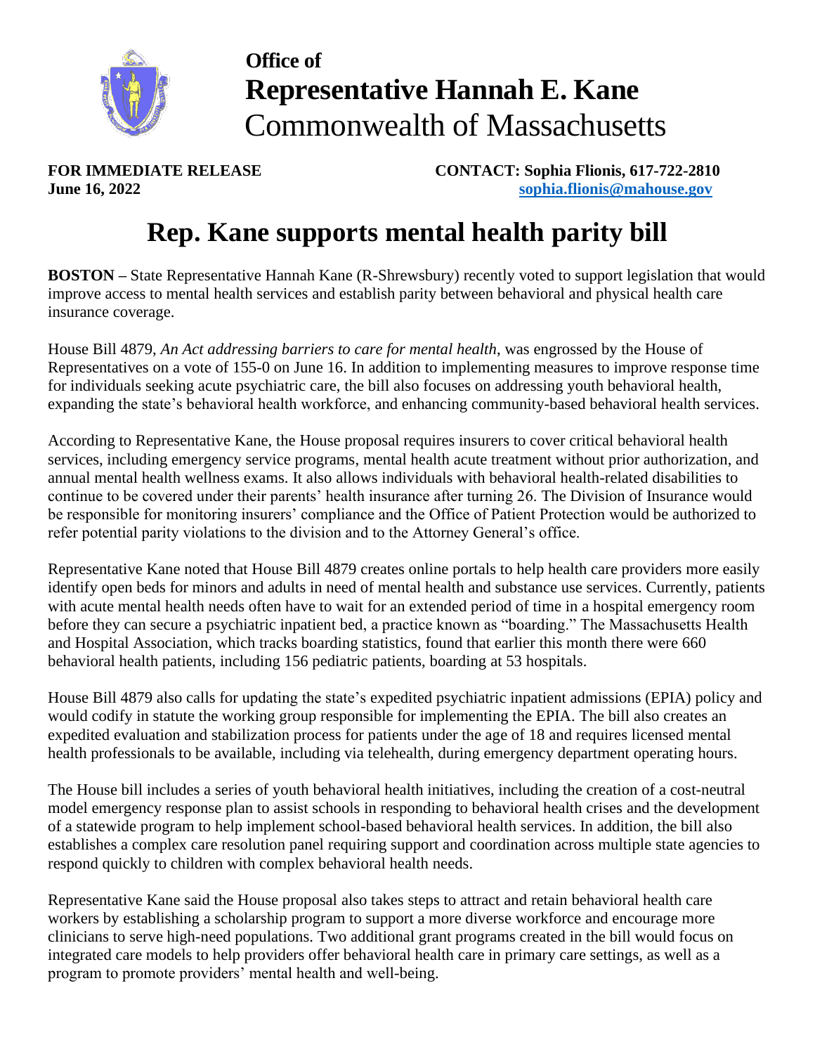**Office of**
**Representative Hannah E. Kane**
Commonwealth of Massachusetts

**FOR IMMEDIATE RELEASE**
**June 16, 2022**

**CONTACT: Sophia Flionis, 617-722-2810**
**sophia.flionis@mahouse.gov**

# Rep. Kane supports mental health parity bill

**BOSTON –** State Representative Hannah Kane (R-Shrewsbury) recently voted to support legislation that would improve access to mental health services and establish parity between behavioral and physical health care insurance coverage.

House Bill 4879, *An Act addressing barriers to care for mental health*, was engrossed by the House of Representatives on a vote of 155-0 on June 16. In addition to implementing measures to improve response time for individuals seeking acute psychiatric care, the bill also focuses on addressing youth behavioral health, expanding the state's behavioral health workforce, and enhancing community-based behavioral health services.

According to Representative Kane, the House proposal requires insurers to cover critical behavioral health services, including emergency service programs, mental health acute treatment without prior authorization, and annual mental health wellness exams. It also allows individuals with behavioral health-related disabilities to continue to be covered under their parents' health insurance after turning 26. The Division of Insurance would be responsible for monitoring insurers' compliance and the Office of Patient Protection would be authorized to refer potential parity violations to the division and to the Attorney General's office.

Representative Kane noted that House Bill 4879 creates online portals to help health care providers more easily identify open beds for minors and adults in need of mental health and substance use services. Currently, patients with acute mental health needs often have to wait for an extended period of time in a hospital emergency room before they can secure a psychiatric inpatient bed, a practice known as "boarding." The Massachusetts Health and Hospital Association, which tracks boarding statistics, found that earlier this month there were 660 behavioral health patients, including 156 pediatric patients, boarding at 53 hospitals.

House Bill 4879 also calls for updating the state's expedited psychiatric inpatient admissions (EPIA) policy and would codify in statute the working group responsible for implementing the EPIA. The bill also creates an expedited evaluation and stabilization process for patients under the age of 18 and requires licensed mental health professionals to be available, including via telehealth, during emergency department operating hours.

The House bill includes a series of youth behavioral health initiatives, including the creation of a cost-neutral model emergency response plan to assist schools in responding to behavioral health crises and the development of a statewide program to help implement school-based behavioral health services. In addition, the bill also establishes a complex care resolution panel requiring support and coordination across multiple state agencies to respond quickly to children with complex behavioral health needs.

Representative Kane said the House proposal also takes steps to attract and retain behavioral health care workers by establishing a scholarship program to support a more diverse workforce and encourage more clinicians to serve high-need populations. Two additional grant programs created in the bill would focus on integrated care models to help providers offer behavioral health care in primary care settings, as well as a program to promote providers' mental health and well-being.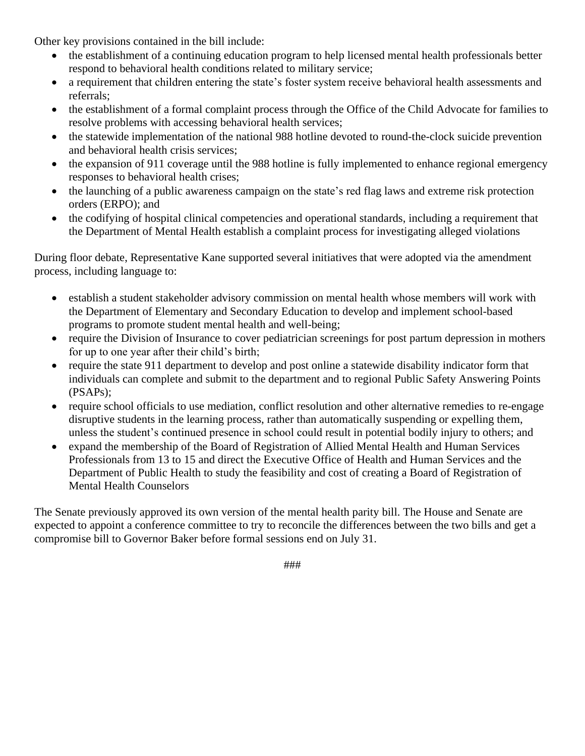Other key provisions contained in the bill include:

- the establishment of a continuing education program to help licensed mental health professionals better respond to behavioral health conditions related to military service;
- a requirement that children entering the state's foster system receive behavioral health assessments and referrals;
- the establishment of a formal complaint process through the Office of the Child Advocate for families to resolve problems with accessing behavioral health services;
- the statewide implementation of the national 988 hotline devoted to round-the-clock suicide prevention and behavioral health crisis services;
- the expansion of 911 coverage until the 988 hotline is fully implemented to enhance regional emergency responses to behavioral health crises;
- the launching of a public awareness campaign on the state's red flag laws and extreme risk protection orders (ERPO); and
- the codifying of hospital clinical competencies and operational standards, including a requirement that the Department of Mental Health establish a complaint process for investigating alleged violations

During floor debate, Representative Kane supported several initiatives that were adopted via the amendment process, including language to:

- establish a student stakeholder advisory commission on mental health whose members will work with the Department of Elementary and Secondary Education to develop and implement school-based programs to promote student mental health and well-being;
- require the Division of Insurance to cover pediatrician screenings for post partum depression in mothers for up to one year after their child's birth;
- require the state 911 department to develop and post online a statewide disability indicator form that individuals can complete and submit to the department and to regional Public Safety Answering Points (PSAPs);
- require school officials to use mediation, conflict resolution and other alternative remedies to re-engage disruptive students in the learning process, rather than automatically suspending or expelling them, unless the student's continued presence in school could result in potential bodily injury to others; and
- expand the membership of the Board of Registration of Allied Mental Health and Human Services Professionals from 13 to 15 and direct the Executive Office of Health and Human Services and the Department of Public Health to study the feasibility and cost of creating a Board of Registration of Mental Health Counselors

The Senate previously approved its own version of the mental health parity bill. The House and Senate are expected to appoint a conference committee to try to reconcile the differences between the two bills and get a compromise bill to Governor Baker before formal sessions end on July 31.

###